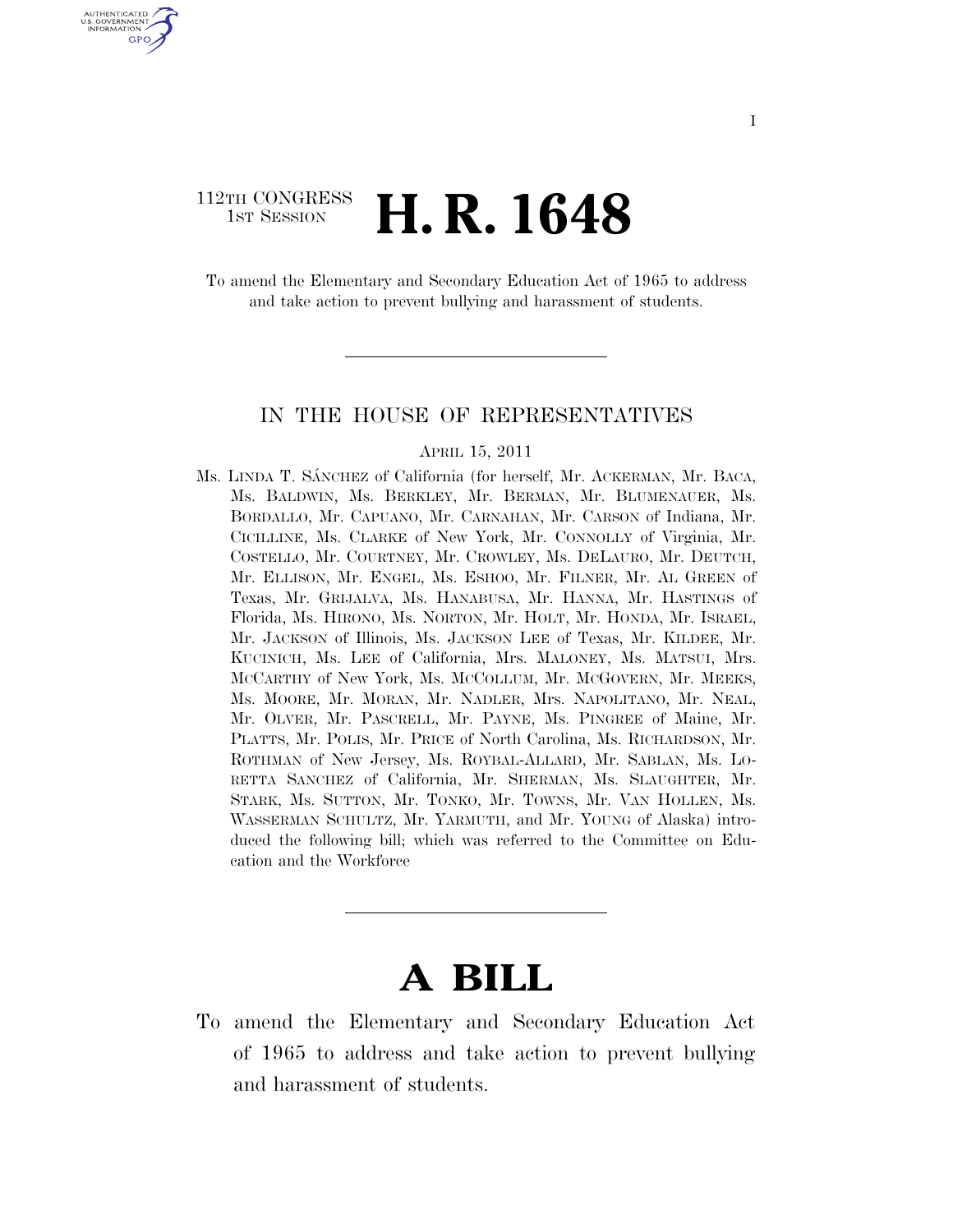112TH CONGRESS
1ST SESSION

# H. R. 1648

To amend the Elementary and Secondary Education Act of 1965 to address and take action to prevent bullying and harassment of students.

---

IN THE HOUSE OF REPRESENTATIVES

APRIL 15, 2011

Ms. LINDA T. SÁNCHEZ of California (for herself, Mr. ACKERMAN, Mr. BACA, Ms. BALDWIN, Ms. BERKLEY, Mr. BERMAN, Mr. BLUMENAUER, Ms. BORDALLO, Mr. CAPUANO, Mr. CARNAHAN, Mr. CARSON of Indiana, Mr. CICILLINE, Ms. CLARKE of New York, Mr. CONNOLLY of Virginia, Mr. COSTELLO, Mr. COURTNEY, Mr. CROWLEY, Ms. DELAURO, Mr. DEUTCH, Mr. ELLISON, Mr. ENGEL, Ms. ESHOO, Mr. FILNER, Mr. AL GREEN of Texas, Mr. GRIJALVA, Ms. HANABUSA, Mr. HANNA, Mr. HASTINGS of Florida, Ms. HIRONO, Ms. NORTON, Mr. HOLT, Mr. HONDA, Mr. ISRAEL, Mr. JACKSON of Illinois, Ms. JACKSON LEE of Texas, Mr. KILDEE, Mr. KUCINICH, Ms. LEE of California, Mrs. MALONEY, Ms. MATSUI, Mrs. MCCARTHY of New York, Ms. MCCOLLUM, Mr. MCGOVERN, Mr. MEEKS, Ms. MOORE, Mr. MORAN, Mr. NADLER, Mrs. NAPOLITANO, Mr. NEAL, Mr. OLVER, Mr. PASCRELL, Mr. PAYNE, Ms. PINGREE of Maine, Mr. PLATTS, Mr. POLIS, Mr. PRICE of North Carolina, Ms. RICHARDSON, Mr. ROTHMAN of New Jersey, Ms. ROYBAL-ALLARD, Mr. SABLAN, Ms. LORETTA SANCHEZ of California, Mr. SHERMAN, Ms. SLAUGHTER, Mr. STARK, Ms. SUTTON, Mr. TONKO, Mr. TOWNS, Mr. VAN HOLLEN, Ms. WASSERMAN SCHULTZ, Mr. YARMUTH, and Mr. YOUNG of Alaska) introduced the following bill; which was referred to the Committee on Education and the Workforce

---

# A BILL

To amend the Elementary and Secondary Education Act of 1965 to address and take action to prevent bullying and harassment of students.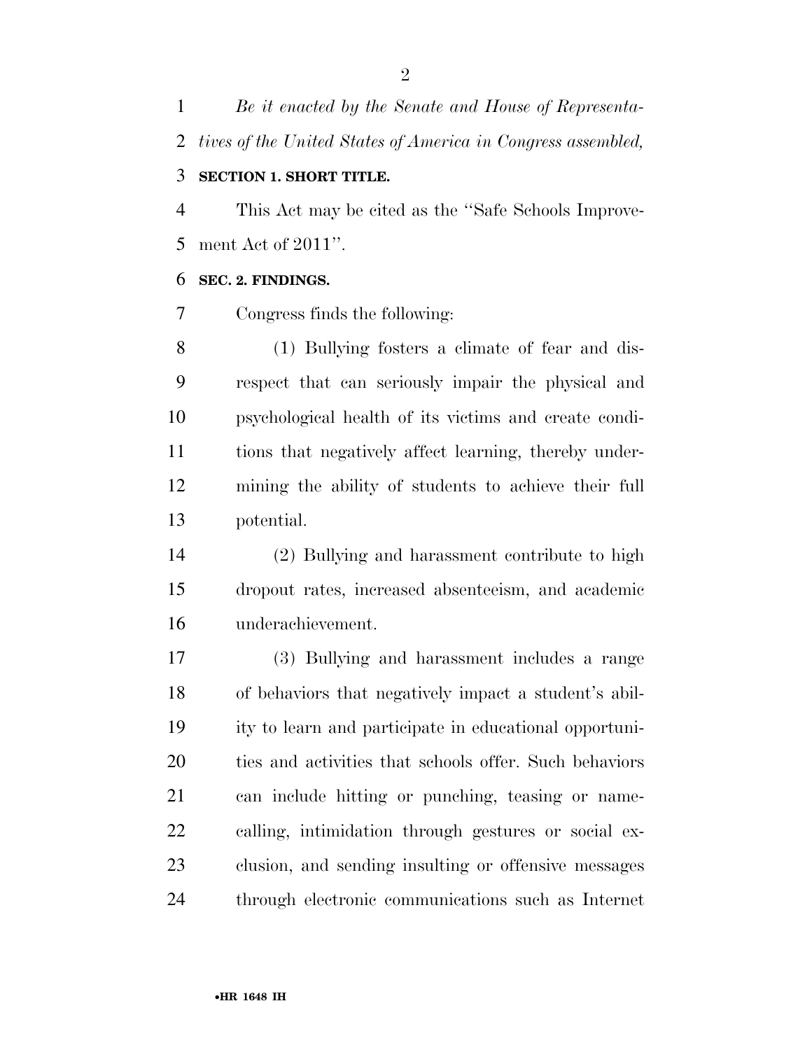*Be it enacted by the Senate and House of Representatives of the United States of America in Congress assembled,*

**SECTION 1. SHORT TITLE.**

This Act may be cited as the "Safe Schools Improvement Act of 2011".

**SEC. 2. FINDINGS.**

Congress finds the following:

(1) Bullying fosters a climate of fear and disrespect that can seriously impair the physical and psychological health of its victims and create conditions that negatively affect learning, thereby undermining the ability of students to achieve their full potential.

(2) Bullying and harassment contribute to high dropout rates, increased absenteeism, and academic underachievement.

(3) Bullying and harassment includes a range of behaviors that negatively impact a student's ability to learn and participate in educational opportunities and activities that schools offer. Such behaviors can include hitting or punching, teasing or name-calling, intimidation through gestures or social exclusion, and sending insulting or offensive messages through electronic communications such as Internet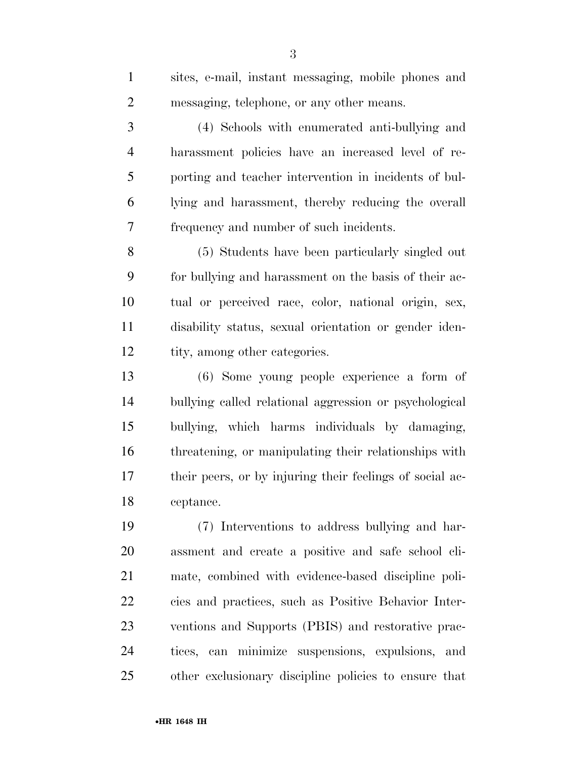sites, e-mail, instant messaging, mobile phones and messaging, telephone, or any other means.

(4) Schools with enumerated anti-bullying and harassment policies have an increased level of reporting and teacher intervention in incidents of bullying and harassment, thereby reducing the overall frequency and number of such incidents.

(5) Students have been particularly singled out for bullying and harassment on the basis of their actual or perceived race, color, national origin, sex, disability status, sexual orientation or gender identity, among other categories.

(6) Some young people experience a form of bullying called relational aggression or psychological bullying, which harms individuals by damaging, threatening, or manipulating their relationships with their peers, or by injuring their feelings of social acceptance.

(7) Interventions to address bullying and harassment and create a positive and safe school climate, combined with evidence-based discipline policies and practices, such as Positive Behavior Interventions and Supports (PBIS) and restorative practices, can minimize suspensions, expulsions, and other exclusionary discipline policies to ensure that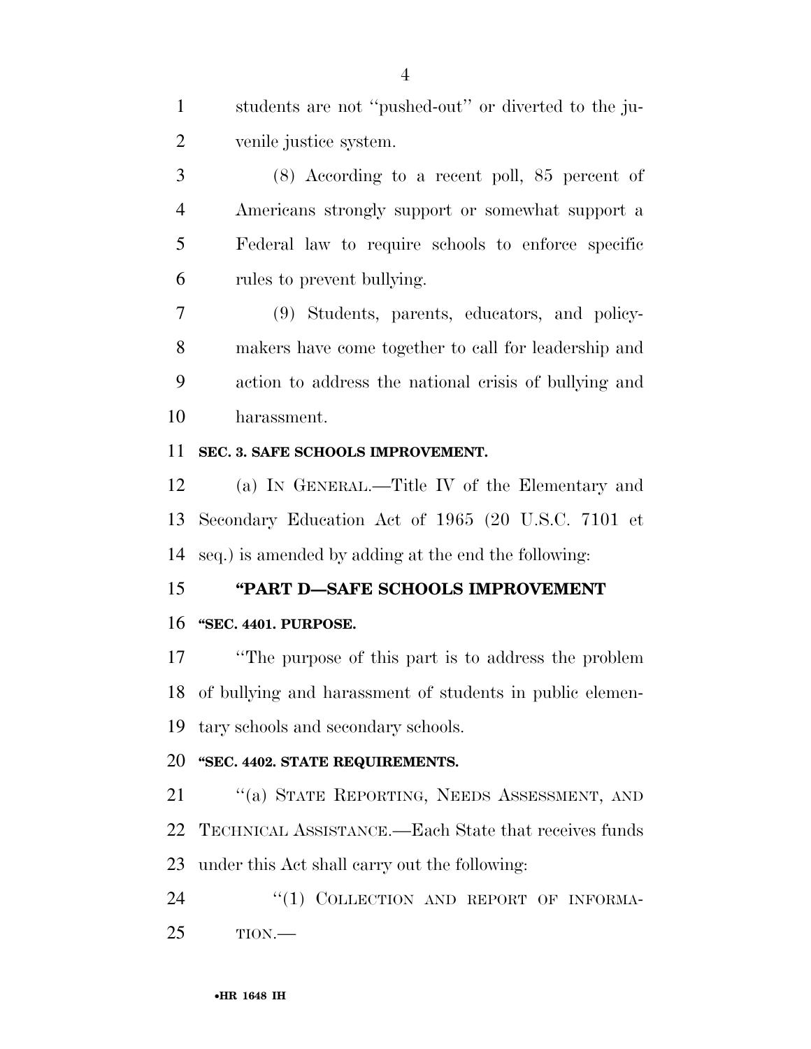students are not ''pushed-out'' or diverted to the juvenile justice system.

(8) According to a recent poll, 85 percent of Americans strongly support or somewhat support a Federal law to require schools to enforce specific rules to prevent bullying.

(9) Students, parents, educators, and policymakers have come together to call for leadership and action to address the national crisis of bullying and harassment.

**SEC. 3. SAFE SCHOOLS IMPROVEMENT.**

(a) IN GENERAL.—Title IV of the Elementary and Secondary Education Act of 1965 (20 U.S.C. 7101 et seq.) is amended by adding at the end the following:

**''PART D—SAFE SCHOOLS IMPROVEMENT**

**''SEC. 4401. PURPOSE.**

''The purpose of this part is to address the problem of bullying and harassment of students in public elementary schools and secondary schools.

**''SEC. 4402. STATE REQUIREMENTS.**

''(a) STATE REPORTING, NEEDS ASSESSMENT, AND TECHNICAL ASSISTANCE.—Each State that receives funds under this Act shall carry out the following:

''(1) COLLECTION AND REPORT OF INFORMATION.—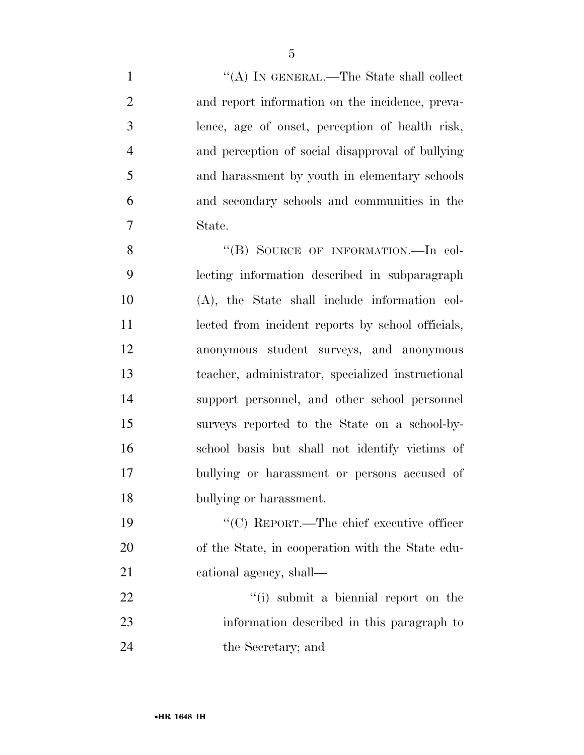"(A) IN GENERAL.—The State shall collect and report information on the incidence, prevalence, age of onset, perception of health risk, and perception of social disapproval of bullying and harassment by youth in elementary schools and secondary schools and communities in the State.

"(B) SOURCE OF INFORMATION.—In collecting information described in subparagraph (A), the State shall include information collected from incident reports by school officials, anonymous student surveys, and anonymous teacher, administrator, specialized instructional support personnel, and other school personnel surveys reported to the State on a school-by-school basis but shall not identify victims of bullying or harassment or persons accused of bullying or harassment.

"(C) REPORT.—The chief executive officer of the State, in cooperation with the State educational agency, shall—

"(i) submit a biennial report on the information described in this paragraph to the Secretary; and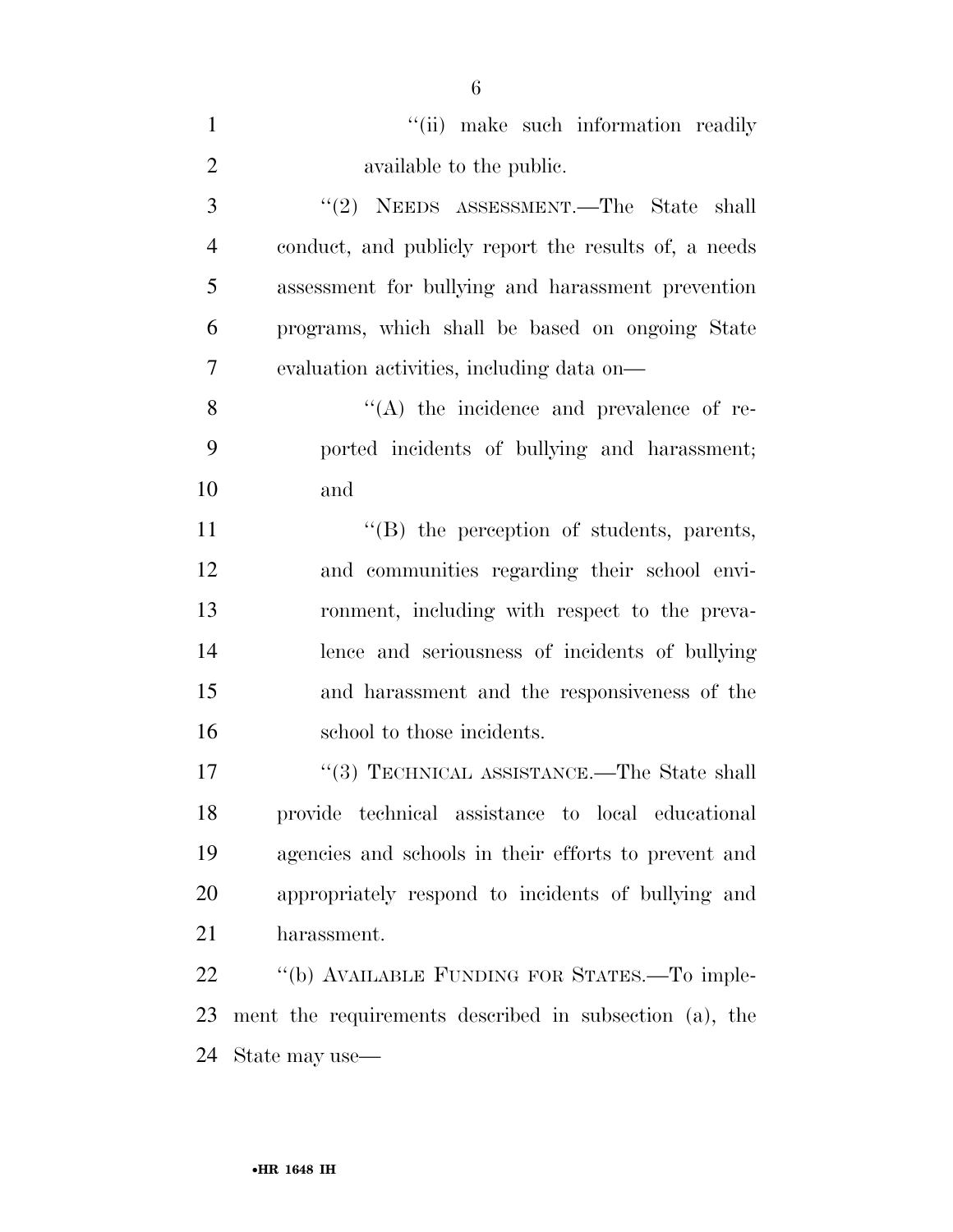"(ii) make such information readily available to the public.

"(2) NEEDS ASSESSMENT.—The State shall conduct, and publicly report the results of, a needs assessment for bullying and harassment prevention programs, which shall be based on ongoing State evaluation activities, including data on—

"(A) the incidence and prevalence of reported incidents of bullying and harassment; and

"(B) the perception of students, parents, and communities regarding their school environment, including with respect to the prevalence and seriousness of incidents of bullying and harassment and the responsiveness of the school to those incidents.

"(3) TECHNICAL ASSISTANCE.—The State shall provide technical assistance to local educational agencies and schools in their efforts to prevent and appropriately respond to incidents of bullying and harassment.

"(b) AVAILABLE FUNDING FOR STATES.—To implement the requirements described in subsection (a), the State may use—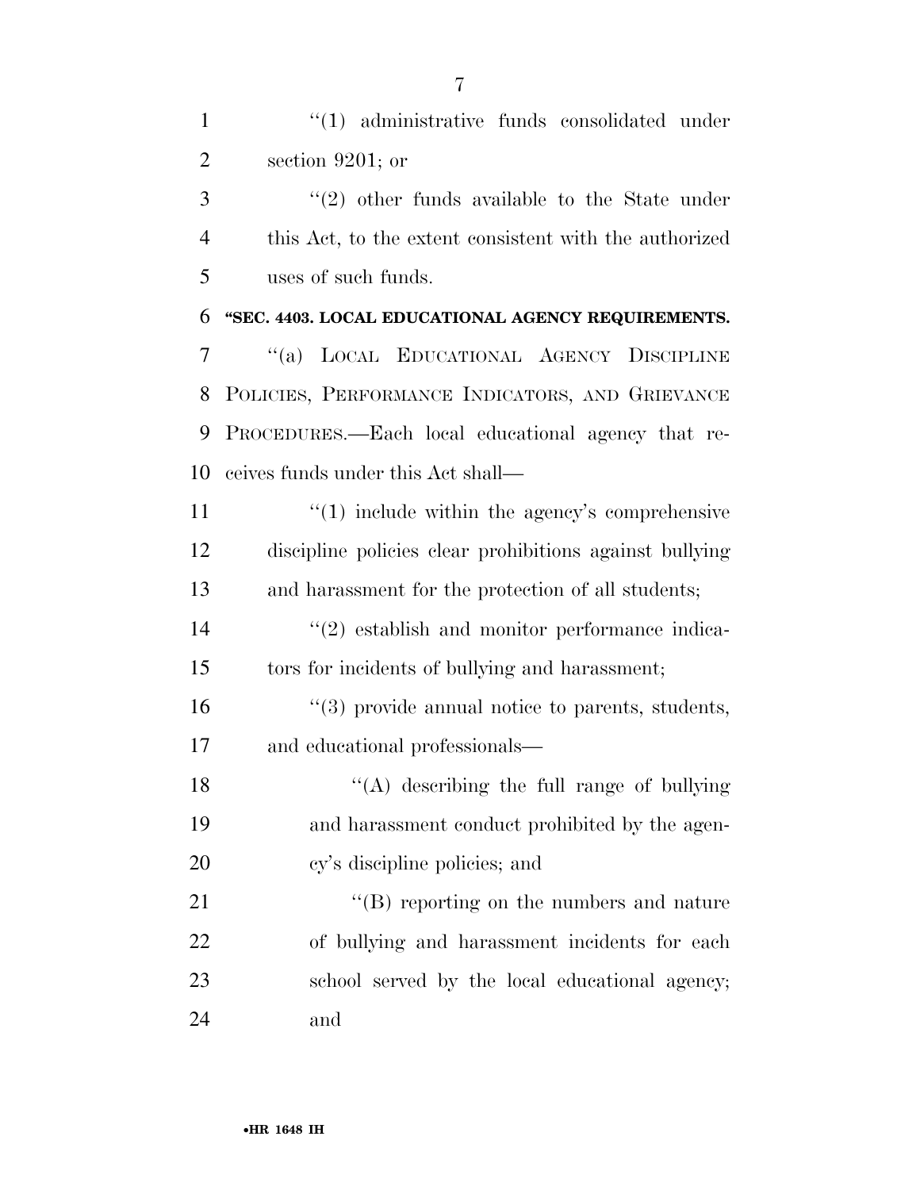"(1) administrative funds consolidated under section 9201; or

"(2) other funds available to the State under this Act, to the extent consistent with the authorized uses of such funds.

**"SEC. 4403. LOCAL EDUCATIONAL AGENCY REQUIREMENTS.**

"(a) LOCAL EDUCATIONAL AGENCY DISCIPLINE POLICIES, PERFORMANCE INDICATORS, AND GRIEVANCE PROCEDURES.—Each local educational agency that receives funds under this Act shall—

"(1) include within the agency's comprehensive discipline policies clear prohibitions against bullying and harassment for the protection of all students;

"(2) establish and monitor performance indicators for incidents of bullying and harassment;

"(3) provide annual notice to parents, students, and educational professionals—

"(A) describing the full range of bullying and harassment conduct prohibited by the agency's discipline policies; and

"(B) reporting on the numbers and nature of bullying and harassment incidents for each school served by the local educational agency; and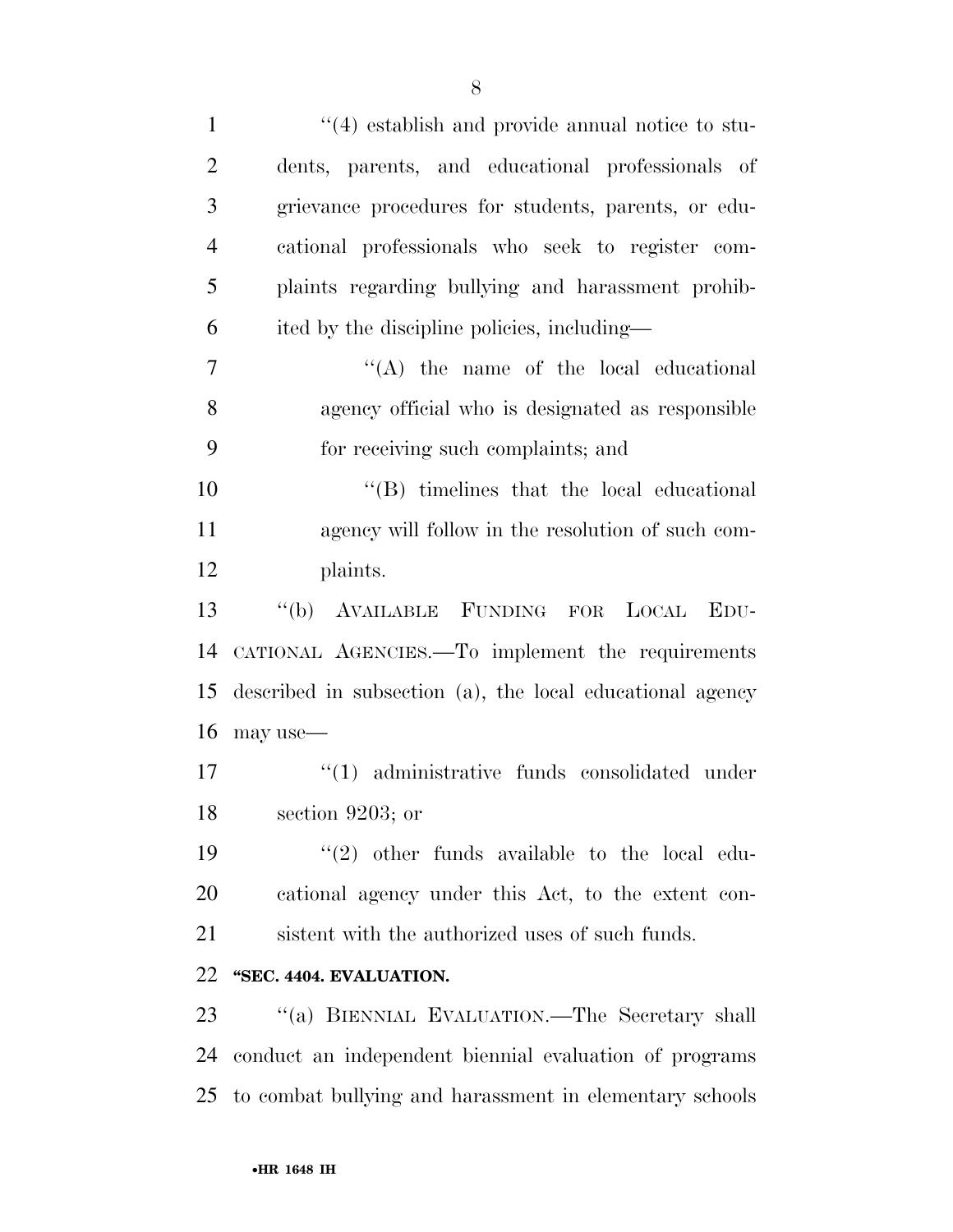''(4) establish and provide annual notice to students, parents, and educational professionals of grievance procedures for students, parents, or educational professionals who seek to register complaints regarding bullying and harassment prohibited by the discipline policies, including—

''(A) the name of the local educational agency official who is designated as responsible for receiving such complaints; and

''(B) timelines that the local educational agency will follow in the resolution of such complaints.

''(b) AVAILABLE FUNDING FOR LOCAL EDUCATIONAL AGENCIES.—To implement the requirements described in subsection (a), the local educational agency may use—

''(1) administrative funds consolidated under section 9203; or

''(2) other funds available to the local educational agency under this Act, to the extent consistent with the authorized uses of such funds.

**''SEC. 4404. EVALUATION.**

''(a) BIENNIAL EVALUATION.—The Secretary shall conduct an independent biennial evaluation of programs to combat bullying and harassment in elementary schools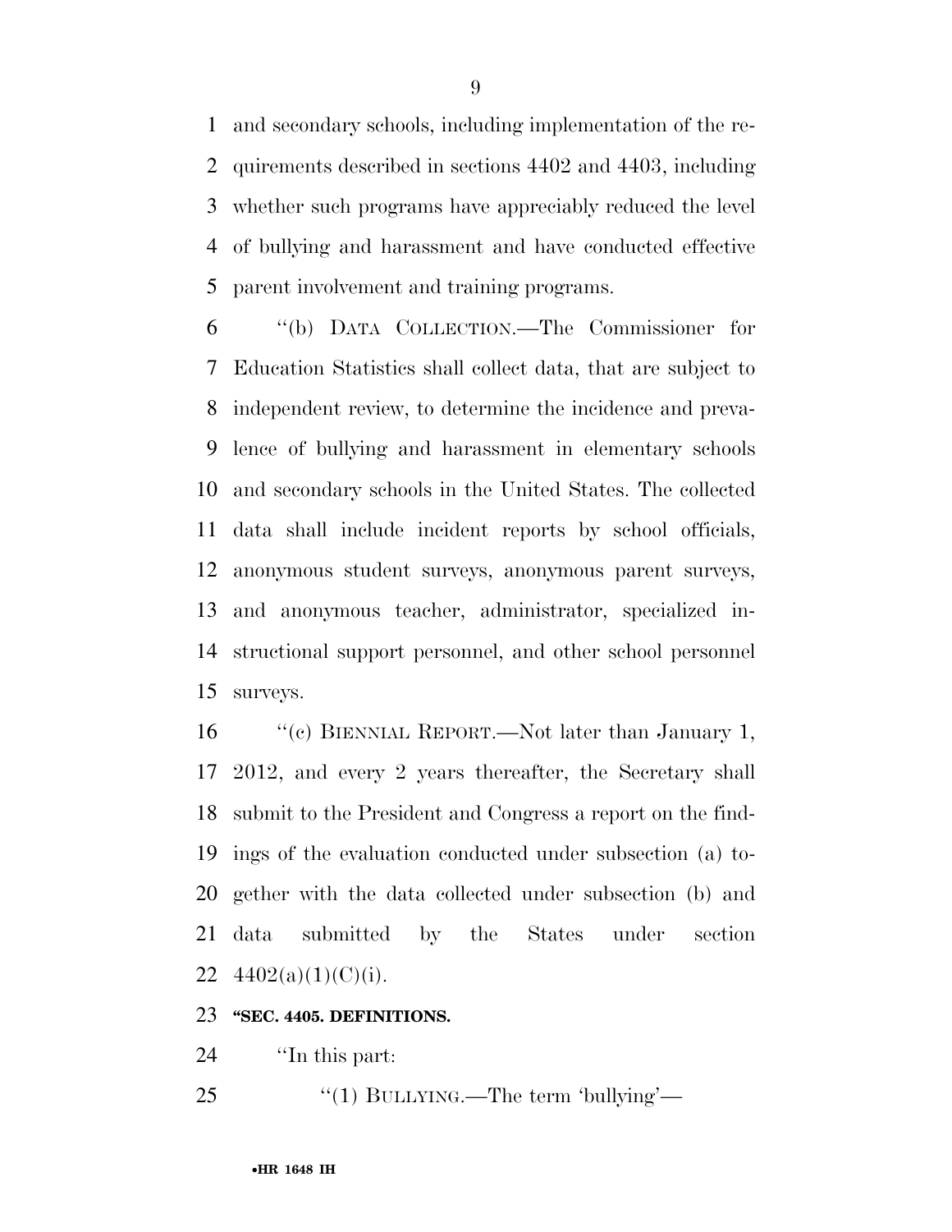and secondary schools, including implementation of the requirements described in sections 4402 and 4403, including whether such programs have appreciably reduced the level of bullying and harassment and have conducted effective parent involvement and training programs.

''(b) DATA COLLECTION.—The Commissioner for Education Statistics shall collect data, that are subject to independent review, to determine the incidence and prevalence of bullying and harassment in elementary schools and secondary schools in the United States. The collected data shall include incident reports by school officials, anonymous student surveys, anonymous parent surveys, and anonymous teacher, administrator, specialized instructional support personnel, and other school personnel surveys.

''(c) BIENNIAL REPORT.—Not later than January 1, 2012, and every 2 years thereafter, the Secretary shall submit to the President and Congress a report on the findings of the evaluation conducted under subsection (a) together with the data collected under subsection (b) and data submitted by the States under section 4402(a)(1)(C)(i).

**''SEC. 4405. DEFINITIONS.**

''In this part:

''(1) BULLYING.—The term 'bullying'—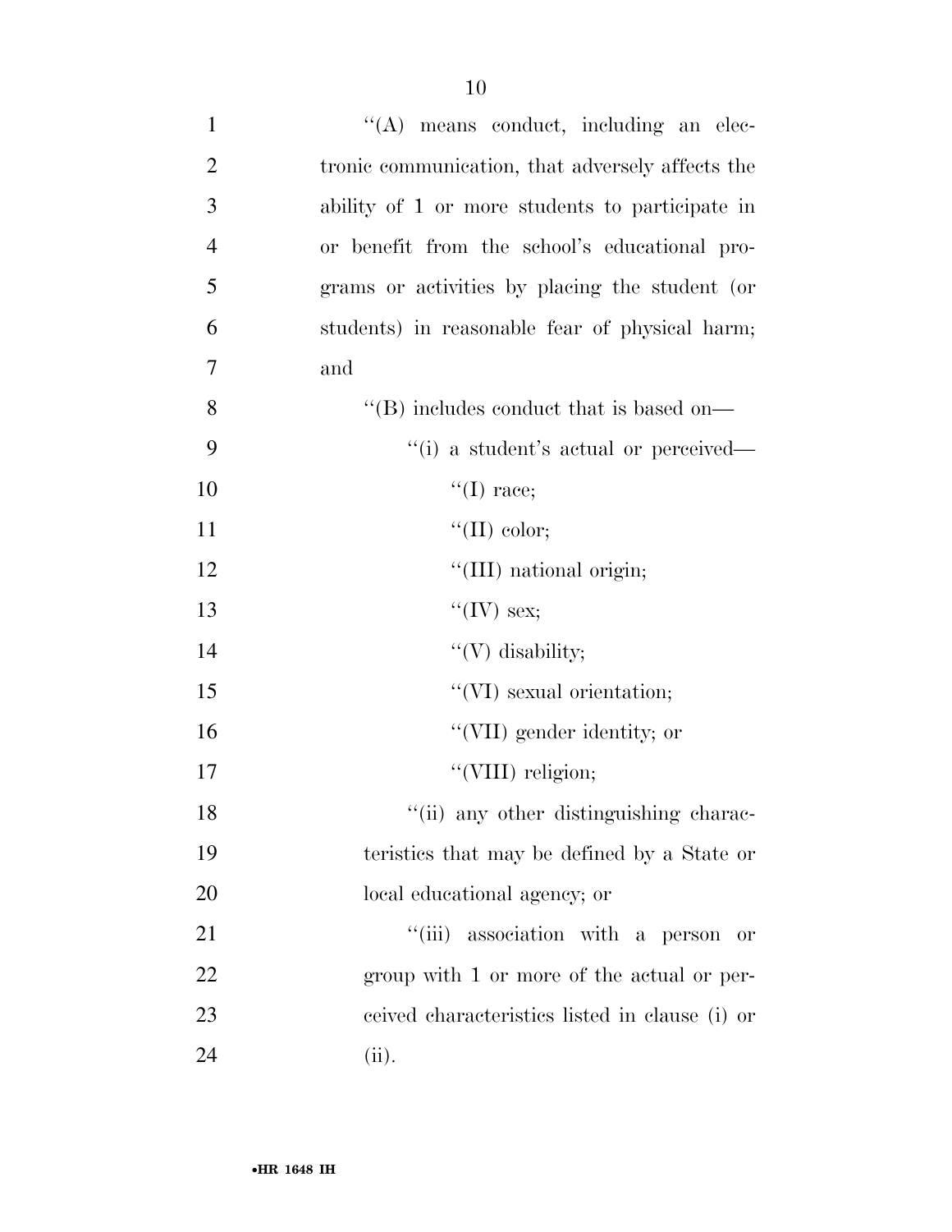"(A) means conduct, including an electronic communication, that adversely affects the ability of 1 or more students to participate in or benefit from the school's educational programs or activities by placing the student (or students) in reasonable fear of physical harm; and

"(B) includes conduct that is based on—

"(i) a student's actual or perceived—

"(I) race;

"(II) color;

"(III) national origin;

"(IV) sex;

"(V) disability;

"(VI) sexual orientation;

"(VII) gender identity; or

"(VIII) religion;

"(ii) any other distinguishing characteristics that may be defined by a State or local educational agency; or

"(iii) association with a person or group with 1 or more of the actual or perceived characteristics listed in clause (i) or (ii).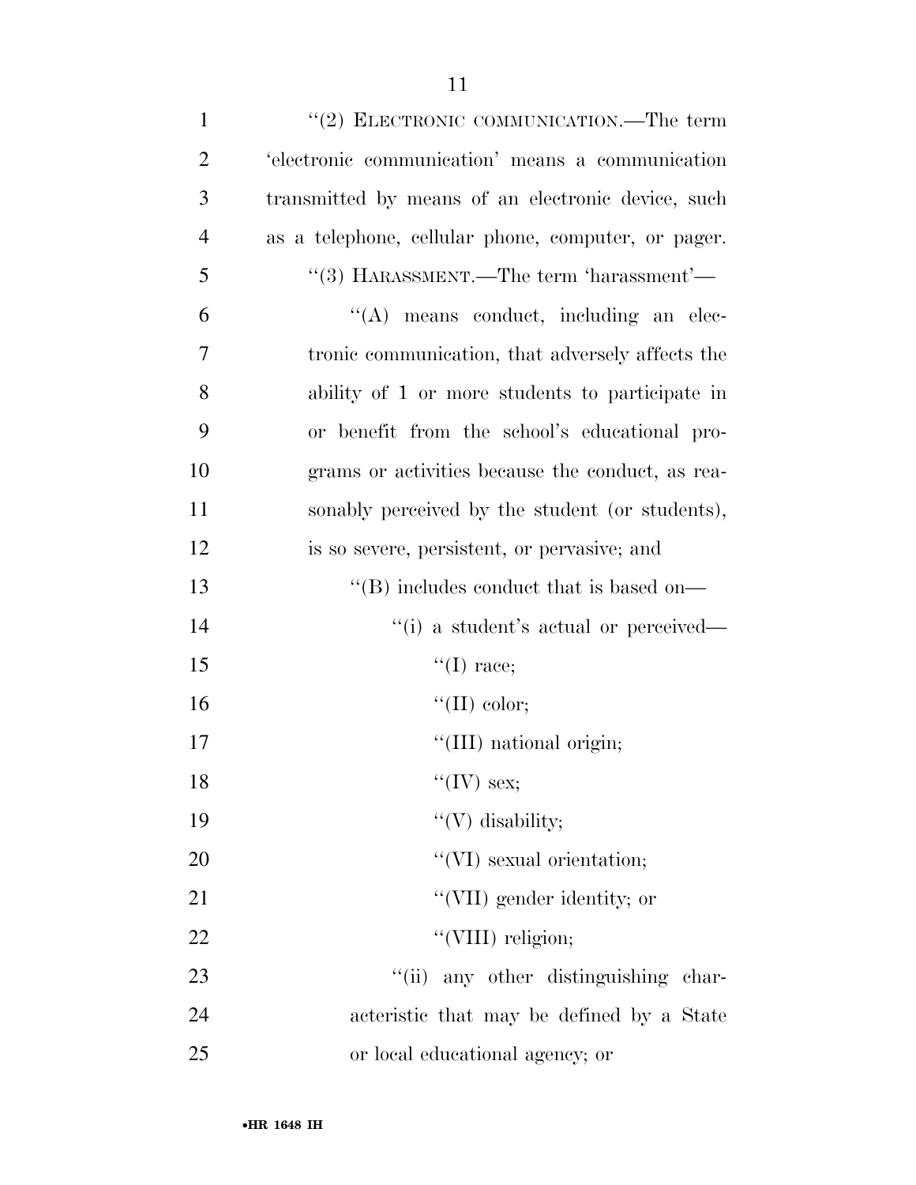"(2) ELECTRONIC COMMUNICATION.—The term 'electronic communication' means a communication transmitted by means of an electronic device, such as a telephone, cellular phone, computer, or pager.

"(3) HARASSMENT.—The term 'harassment'—

"(A) means conduct, including an electronic communication, that adversely affects the ability of 1 or more students to participate in or benefit from the school's educational programs or activities because the conduct, as reasonably perceived by the student (or students), is so severe, persistent, or pervasive; and

"(B) includes conduct that is based on—

"(i) a student's actual or perceived—

"(I) race;

"(II) color;

"(III) national origin;

"(IV) sex;

"(V) disability;

"(VI) sexual orientation;

"(VII) gender identity; or

"(VIII) religion;

"(ii) any other distinguishing characteristic that may be defined by a State or local educational agency; or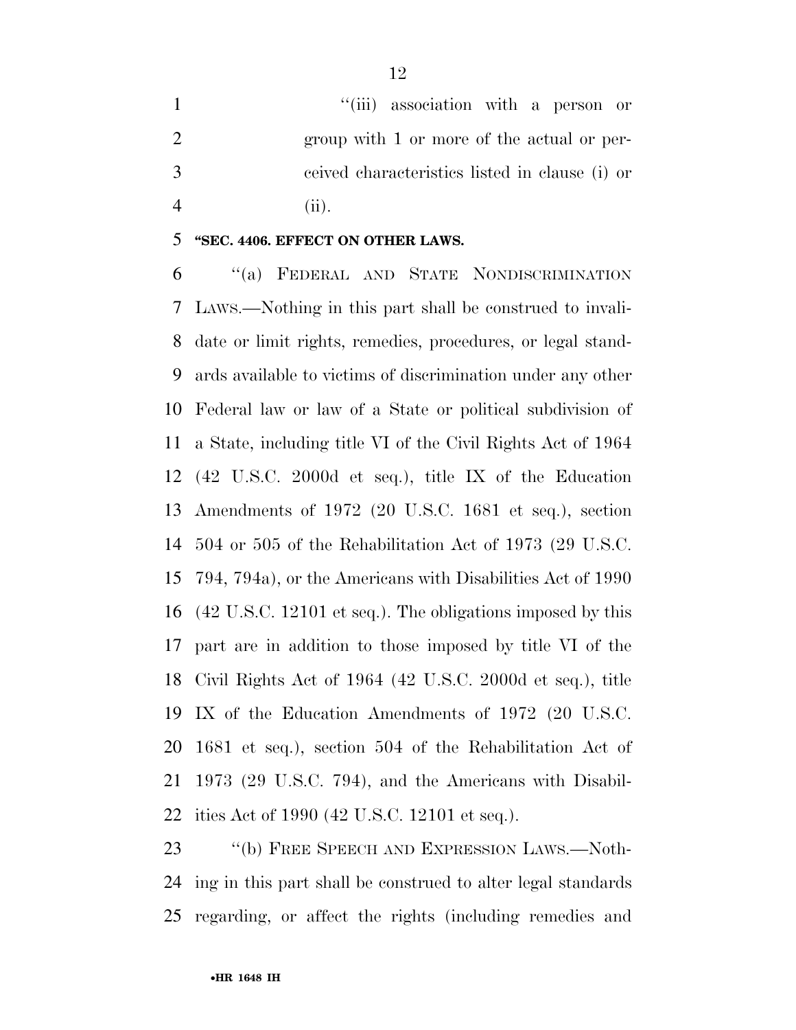"(iii) association with a person or group with 1 or more of the actual or perceived characteristics listed in clause (i) or (ii).

**"SEC. 4406. EFFECT ON OTHER LAWS.**

"(a) FEDERAL AND STATE NONDISCRIMINATION LAWS.—Nothing in this part shall be construed to invalidate or limit rights, remedies, procedures, or legal standards available to victims of discrimination under any other Federal law or law of a State or political subdivision of a State, including title VI of the Civil Rights Act of 1964 (42 U.S.C. 2000d et seq.), title IX of the Education Amendments of 1972 (20 U.S.C. 1681 et seq.), section 504 or 505 of the Rehabilitation Act of 1973 (29 U.S.C. 794, 794a), or the Americans with Disabilities Act of 1990 (42 U.S.C. 12101 et seq.). The obligations imposed by this part are in addition to those imposed by title VI of the Civil Rights Act of 1964 (42 U.S.C. 2000d et seq.), title IX of the Education Amendments of 1972 (20 U.S.C. 1681 et seq.), section 504 of the Rehabilitation Act of 1973 (29 U.S.C. 794), and the Americans with Disabilities Act of 1990 (42 U.S.C. 12101 et seq.).

"(b) FREE SPEECH AND EXPRESSION LAWS.—Nothing in this part shall be construed to alter legal standards regarding, or affect the rights (including remedies and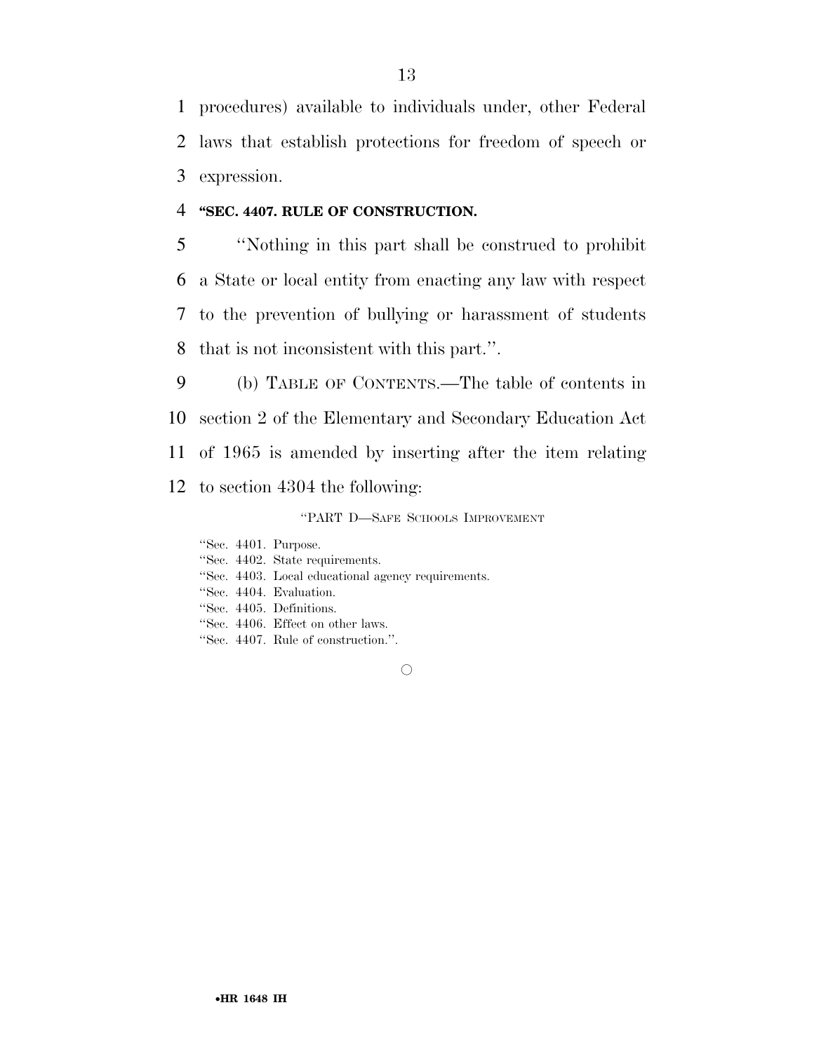procedures) available to individuals under, other Federal laws that establish protections for freedom of speech or expression.

**"SEC. 4407. RULE OF CONSTRUCTION.**

"Nothing in this part shall be construed to prohibit a State or local entity from enacting any law with respect to the prevention of bullying or harassment of students that is not inconsistent with this part.".

(b) TABLE OF CONTENTS.—The table of contents in section 2 of the Elementary and Secondary Education Act of 1965 is amended by inserting after the item relating to section 4304 the following:

"PART D—SAFE SCHOOLS IMPROVEMENT

"Sec. 4401. Purpose.
"Sec. 4402. State requirements.
"Sec. 4403. Local educational agency requirements.
"Sec. 4404. Evaluation.
"Sec. 4405. Definitions.
"Sec. 4406. Effect on other laws.
"Sec. 4407. Rule of construction.".